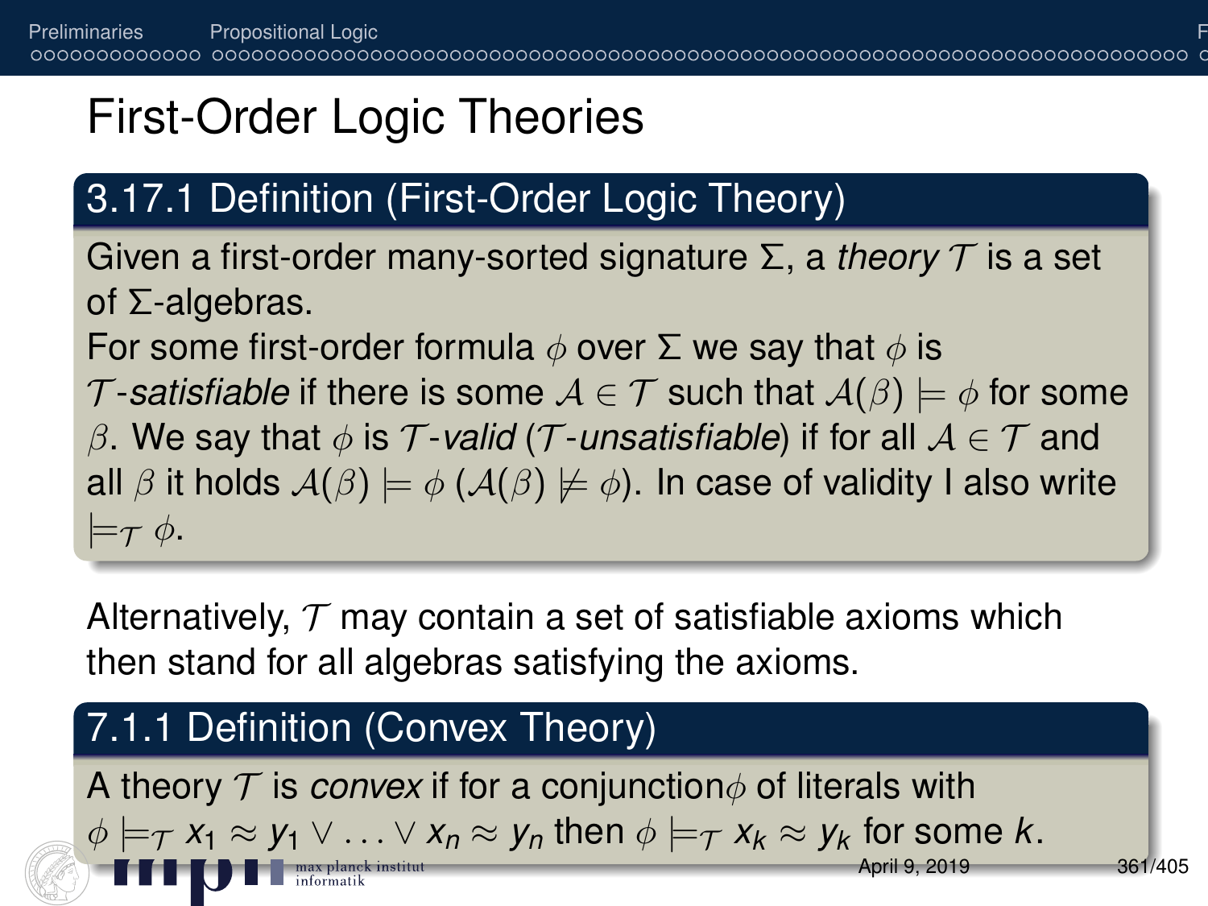# First-Order Logic Theories

## 3.17.1 Definition (First-Order Logic Theory)

Given a first-order many-sorted signature $\Sigma$, a *theory* $\mathcal{T}$ is a set of $\Sigma$-algebras.
For some first-order formula $\phi$ over $\Sigma$ we say that $\phi$ is $\mathcal{T}$*-satisfiable* if there is some $\mathcal{A} \in \mathcal{T}$ such that $\mathcal{A}(\beta) \models \phi$ for some $\beta$. We say that $\phi$ is $\mathcal{T}$*-valid* ($\mathcal{T}$*-unsatisfiable*) if for all $\mathcal{A} \in \mathcal{T}$ and all $\beta$ it holds $\mathcal{A}(\beta) \models \phi$ ($\mathcal{A}(\beta) \not\models \phi$). In case of validity I also write $\models_{\mathcal{T}} \phi$.

Alternatively, $\mathcal{T}$ may contain a set of satisfiable axioms which then stand for all algebras satisfying the axioms.

## 7.1.1 Definition (Convex Theory)

A theory $\mathcal{T}$ is *convex* if for a conjunction$\phi$ of literals with $\phi \models_{\mathcal{T}} x_1 \approx y_1 \vee \ldots \vee x_n \approx y_n$ then $\phi \models_{\mathcal{T}} x_k \approx y_k$ for some $k$.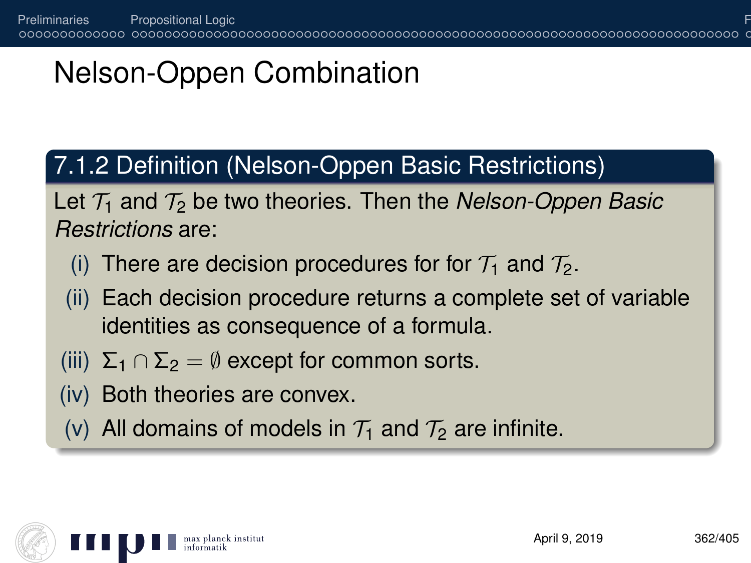# Nelson-Oppen Combination

## 7.1.2 Definition (Nelson-Oppen Basic Restrictions)

Let $\mathcal{T}_1$ and $\mathcal{T}_2$ be two theories. Then the *Nelson-Oppen Basic Restrictions* are:

(i) There are decision procedures for for $\mathcal{T}_1$ and $\mathcal{T}_2$.

(ii) Each decision procedure returns a complete set of variable identities as consequence of a formula.

(iii) $\Sigma_1 \cap \Sigma_2 = \emptyset$ except for common sorts.

(iv) Both theories are convex.

(v) All domains of models in $\mathcal{T}_1$ and $\mathcal{T}_2$ are infinite.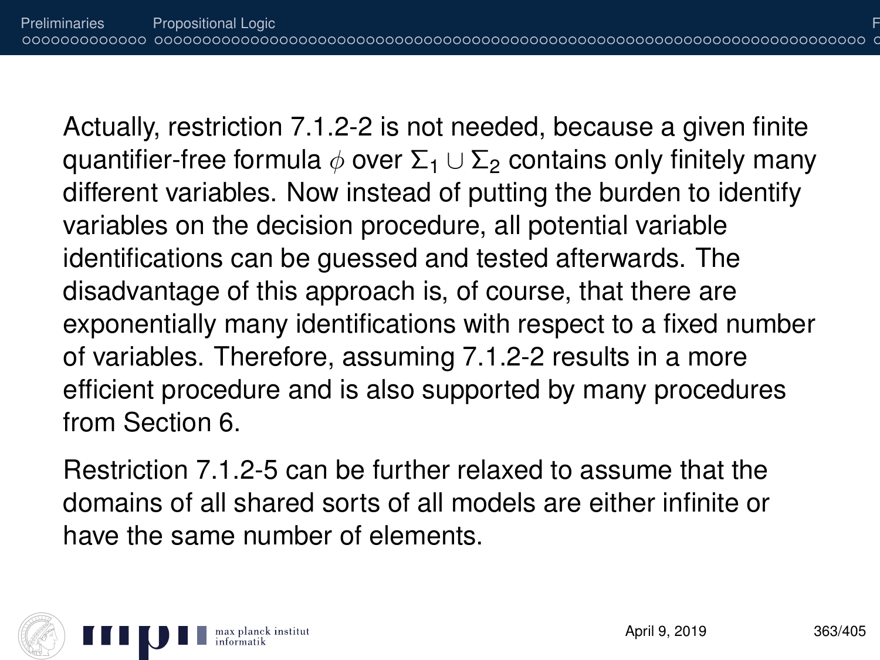Actually, restriction 7.1.2-2 is not needed, because a given finite quantifier-free formula $\phi$ over $\Sigma_1 \cup \Sigma_2$ contains only finitely many different variables. Now instead of putting the burden to identify variables on the decision procedure, all potential variable identifications can be guessed and tested afterwards. The disadvantage of this approach is, of course, that there are exponentially many identifications with respect to a fixed number of variables. Therefore, assuming 7.1.2-2 results in a more efficient procedure and is also supported by many procedures from Section 6.

Restriction 7.1.2-5 can be further relaxed to assume that the domains of all shared sorts of all models are either infinite or have the same number of elements.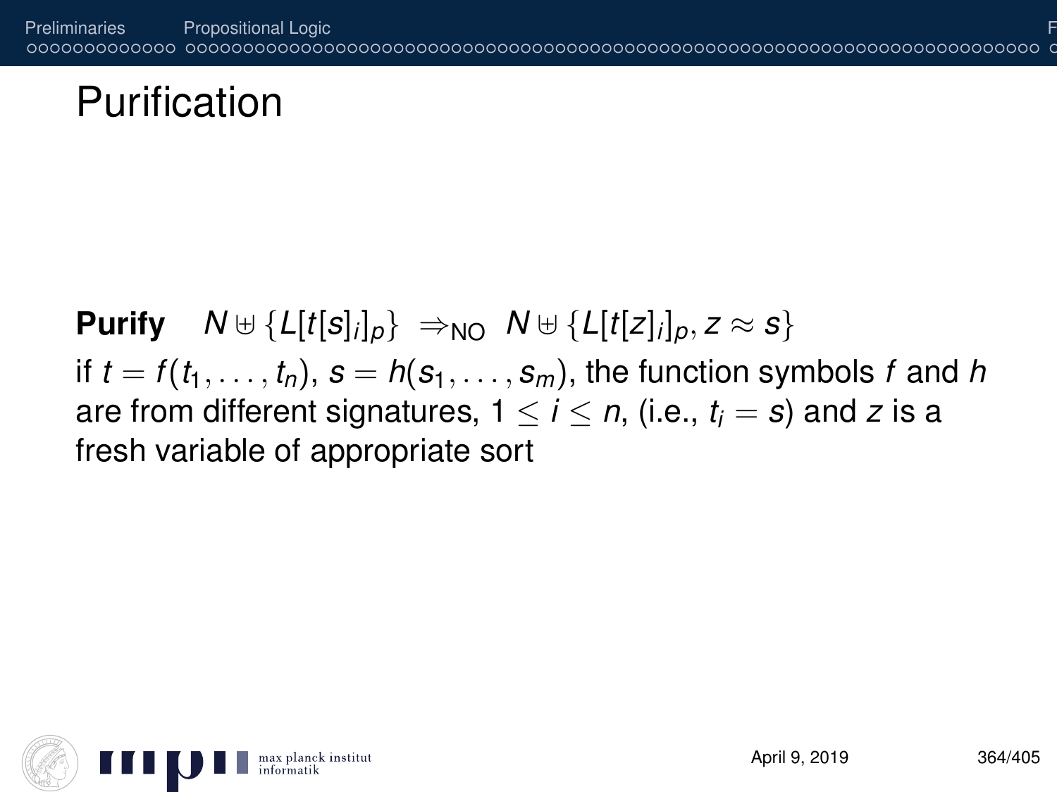# Purification

**Purify** $\quad N \uplus \{L[t[s]_i]_p\} \ \Rightarrow_{\text{NO}} \ N \uplus \{L[t[z]_i]_p, z \approx s\}$

if $t = f(t_1, \ldots, t_n)$, $s = h(s_1, \ldots, s_m)$, the function symbols $f$ and $h$ are from different signatures, $1 \leq i \leq n$, (i.e., $t_i = s$) and $z$ is a fresh variable of appropriate sort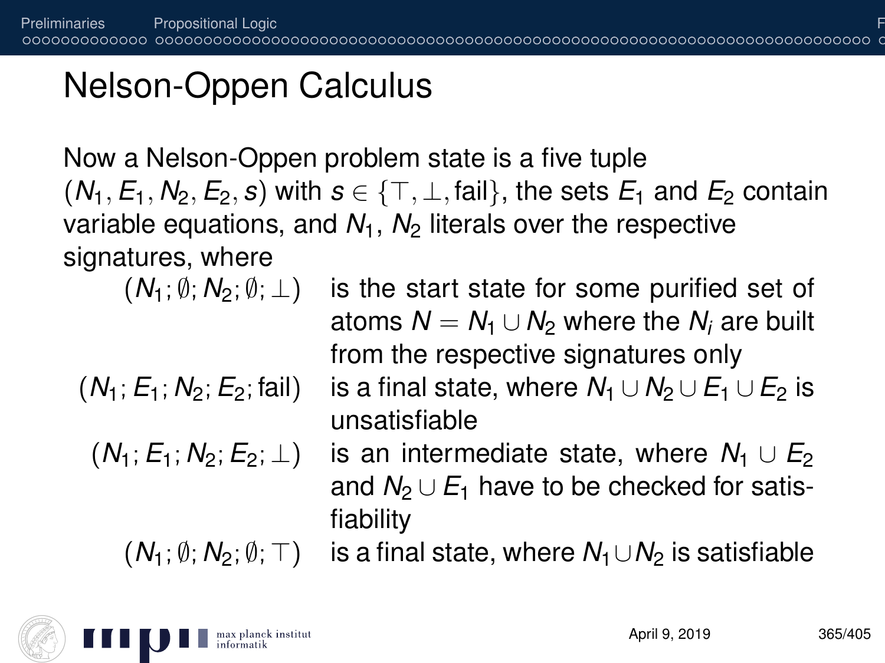# Nelson-Oppen Calculus

Now a Nelson-Oppen problem state is a five tuple $(N_1, E_1, N_2, E_2, s)$ with $s \in \{\top, \bot, \text{fail}\}$, the sets $E_1$ and $E_2$ contain variable equations, and $N_1$, $N_2$ literals over the respective signatures, where

| | |
|---|---|
| $(N_1; \emptyset; N_2; \emptyset; \bot)$ | is the start state for some purified set of atoms $N = N_1 \cup N_2$ where the $N_i$ are built from the respective signatures only |
| $(N_1; E_1; N_2; E_2; \text{fail})$ | is a final state, where $N_1 \cup N_2 \cup E_1 \cup E_2$ is unsatisfiable |
| $(N_1; E_1; N_2; E_2; \bot)$ | is an intermediate state, where $N_1 \cup E_2$ and $N_2 \cup E_1$ have to be checked for satisfiability |
| $(N_1; \emptyset; N_2; \emptyset; \top)$ | is a final state, where $N_1 \cup N_2$ is satisfiable |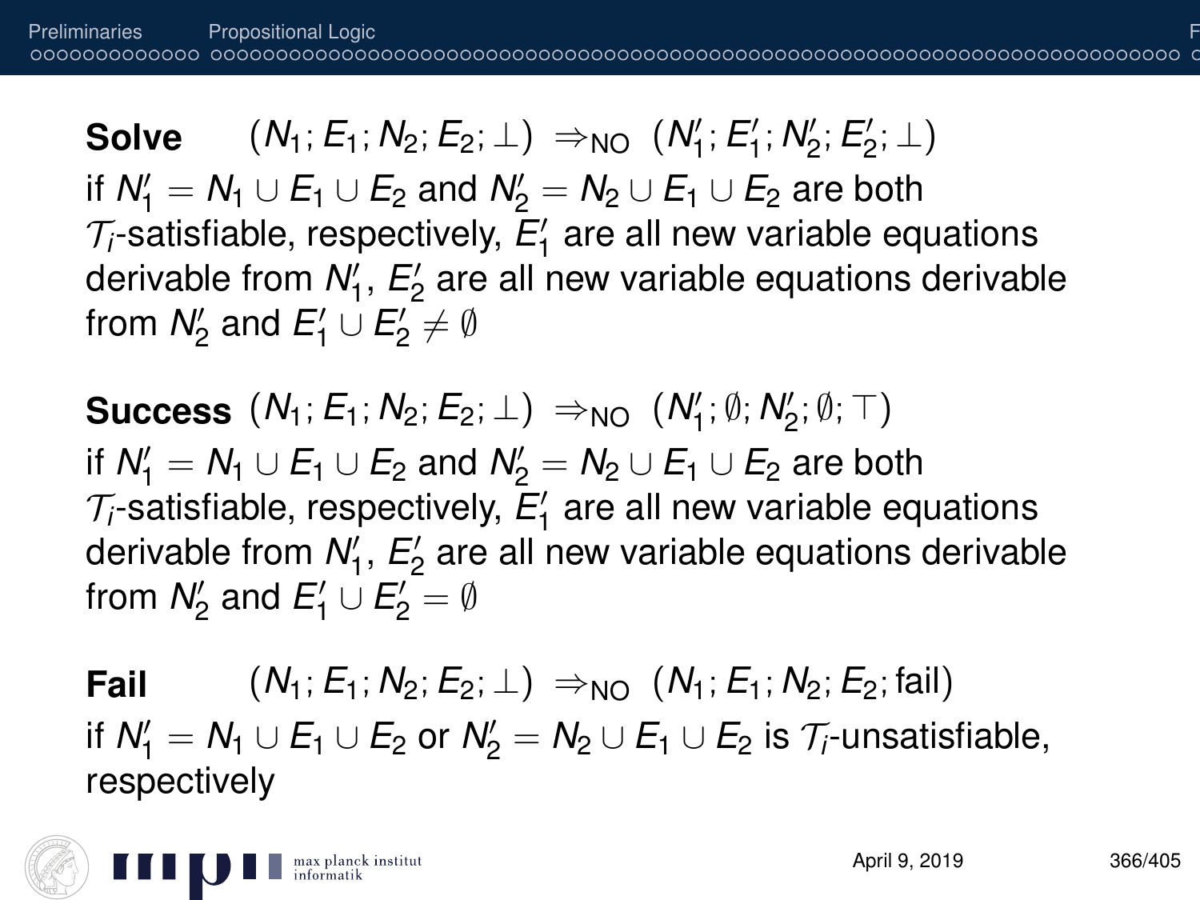**Solve** $(N_1; E_1; N_2; E_2; \bot) \Rightarrow_{\text{NO}} (N_1'; E_1'; N_2'; E_2'; \bot)$
if $N_1' = N_1 \cup E_1 \cup E_2$ and $N_2' = N_2 \cup E_1 \cup E_2$ are both $\mathcal{T}_i$-satisfiable, respectively, $E_1'$ are all new variable equations derivable from $N_1'$, $E_2'$ are all new variable equations derivable from $N_2'$ and $E_1' \cup E_2' \neq \emptyset$

**Success** $(N_1; E_1; N_2; E_2; \bot) \Rightarrow_{\text{NO}} (N_1'; \emptyset; N_2'; \emptyset; \top)$
if $N_1' = N_1 \cup E_1 \cup E_2$ and $N_2' = N_2 \cup E_1 \cup E_2$ are both $\mathcal{T}_i$-satisfiable, respectively, $E_1'$ are all new variable equations derivable from $N_1'$, $E_2'$ are all new variable equations derivable from $N_2'$ and $E_1' \cup E_2' = \emptyset$

**Fail** $(N_1; E_1; N_2; E_2; \bot) \Rightarrow_{\text{NO}} (N_1; E_1; N_2; E_2; \text{fail})$
if $N_1' = N_1 \cup E_1 \cup E_2$ or $N_2' = N_2 \cup E_1 \cup E_2$ is $\mathcal{T}_i$-unsatisfiable, respectively